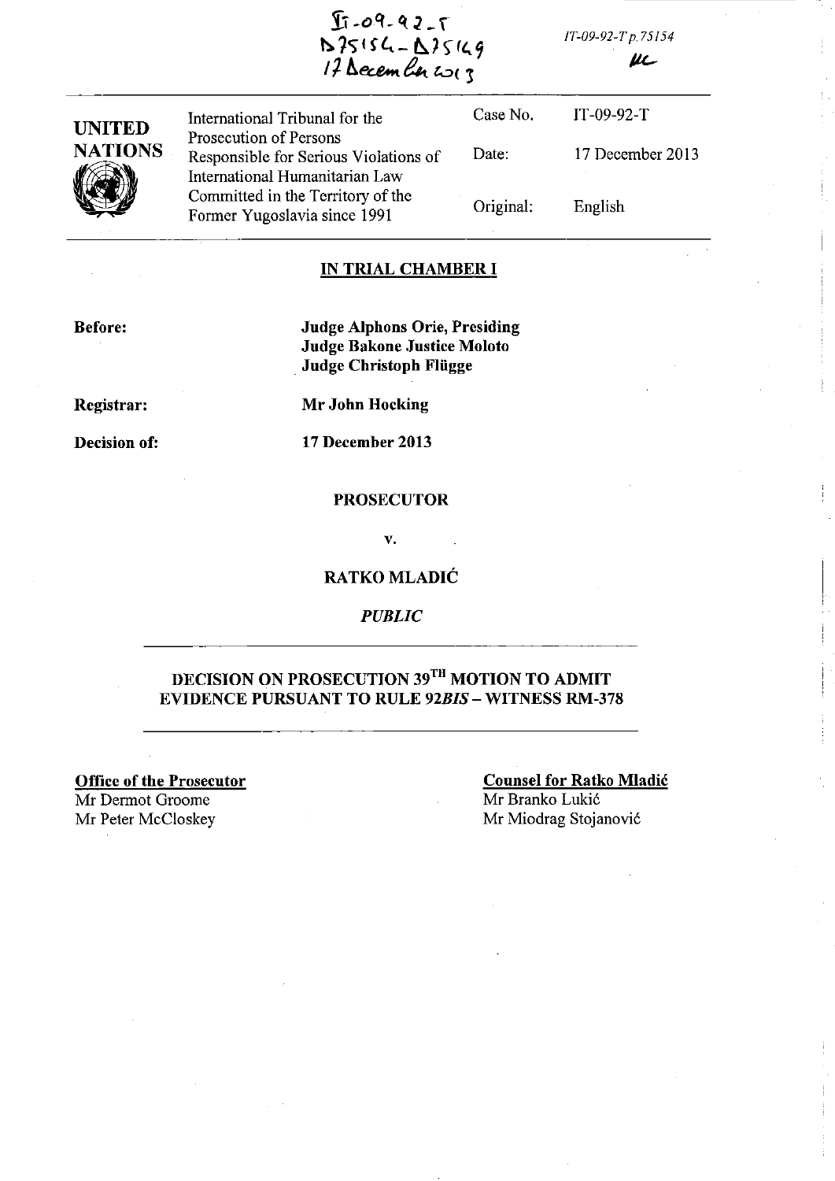IT-09-92-T
D75154 - D75149
17 December 2013

IT-09-92-T p.75154

| UNITED NATIONS | International Tribunal for the Prosecution of Persons Responsible for Serious Violations of International Humanitarian Law Committed in the Territory of the Former Yugoslavia since 1991 | Case No. | IT-09-92-T |
|---|---|---|---|
| | | Date: | 17 December 2013 |
| | | Original: | English |

## IN TRIAL CHAMBER I

**Before:** **Judge Alphons Orie, Presiding**
**Judge Bakone Justice Moloto**
**Judge Christoph Flügge**

**Registrar:** **Mr John Hocking**

**Decision of:** **17 December 2013**

**PROSECUTOR**

**v.**

**RATKO MLADIĆ**

***PUBLIC***

## DECISION ON PROSECUTION 39TH MOTION TO ADMIT EVIDENCE PURSUANT TO RULE 92*BIS* – WITNESS RM-378

**Office of the Prosecutor**
Mr Dermot Groome
Mr Peter McCloskey

**Counsel for Ratko Mladić**
Mr Branko Lukić
Mr Miodrag Stojanović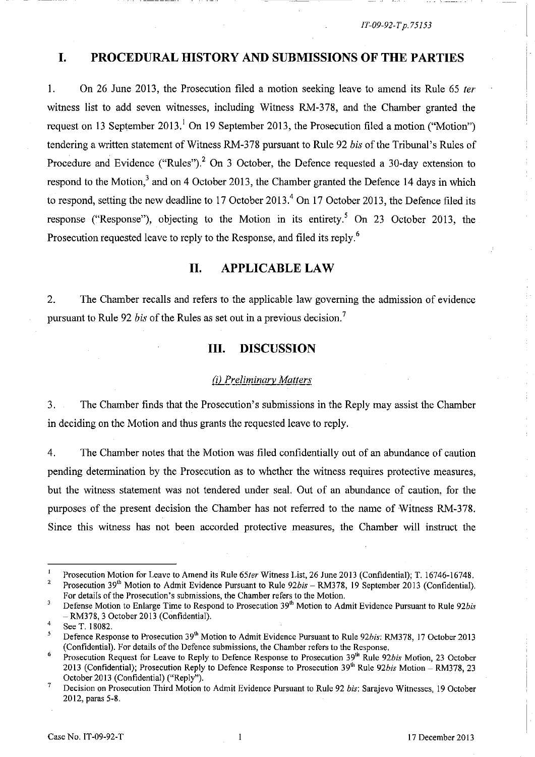## I. PROCEDURAL HISTORY AND SUBMISSIONS OF THE PARTIES

1. On 26 June 2013, the Prosecution filed a motion seeking leave to amend its Rule 65 *ter* witness list to add seven witnesses, including Witness RM-378, and the Chamber granted the request on 13 September 2013.[1] On 19 September 2013, the Prosecution filed a motion ("Motion") tendering a written statement of Witness RM-378 pursuant to Rule 92 *bis* of the Tribunal's Rules of Procedure and Evidence ("Rules").[2] On 3 October, the Defence requested a 30-day extension to respond to the Motion,[3] and on 4 October 2013, the Chamber granted the Defence 14 days in which to respond, setting the new deadline to 17 October 2013.[4] On 17 October 2013, the Defence filed its response ("Response"), objecting to the Motion in its entirety.[5] On 23 October 2013, the Prosecution requested leave to reply to the Response, and filed its reply.[6]

## II. APPLICABLE LAW

2. The Chamber recalls and refers to the applicable law governing the admission of evidence pursuant to Rule 92 *bis* of the Rules as set out in a previous decision.[7]

## III. DISCUSSION

### *(i) Preliminary Matters*

3. The Chamber finds that the Prosecution's submissions in the Reply may assist the Chamber in deciding on the Motion and thus grants the requested leave to reply.

4. The Chamber notes that the Motion was filed confidentially out of an abundance of caution pending determination by the Prosecution as to whether the witness requires protective measures, but the witness statement was not tendered under seal. Out of an abundance of caution, for the purposes of the present decision the Chamber has not referred to the name of Witness RM-378. Since this witness has not been accorded protective measures, the Chamber will instruct the

---

[1] Prosecution Motion for Leave to Amend its Rule 65*ter* Witness List, 26 June 2013 (Confidential); T. 16746-16748.

[2] Prosecution 39th Motion to Admit Evidence Pursuant to Rule 92*bis* – RM378, 19 September 2013 (Confidential). For details of the Prosecution's submissions, the Chamber refers to the Motion.

[3] Defense Motion to Enlarge Time to Respond to Prosecution 39th Motion to Admit Evidence Pursuant to Rule 92*bis* – RM378, 3 October 2013 (Confidential).

[4] See T. 18082.

[5] Defence Response to Prosecution 39th Motion to Admit Evidence Pursuant to Rule 92*bis*: RM378, 17 October 2013 (Confidential). For details of the Defence submissions, the Chamber refers to the Response.

[6] Prosecution Request for Leave to Reply to Defence Response to Prosecution 39th Rule 92*bis* Motion, 23 October 2013 (Confidential); Prosecution Reply to Defence Response to Prosecution 39th Rule 92*bis* Motion – RM378, 23 October 2013 (Confidential) ("Reply").

[7] Decision on Prosecution Third Motion to Admit Evidence Pursuant to Rule 92 *bis*: Sarajevo Witnesses, 19 October 2012, paras 5-8.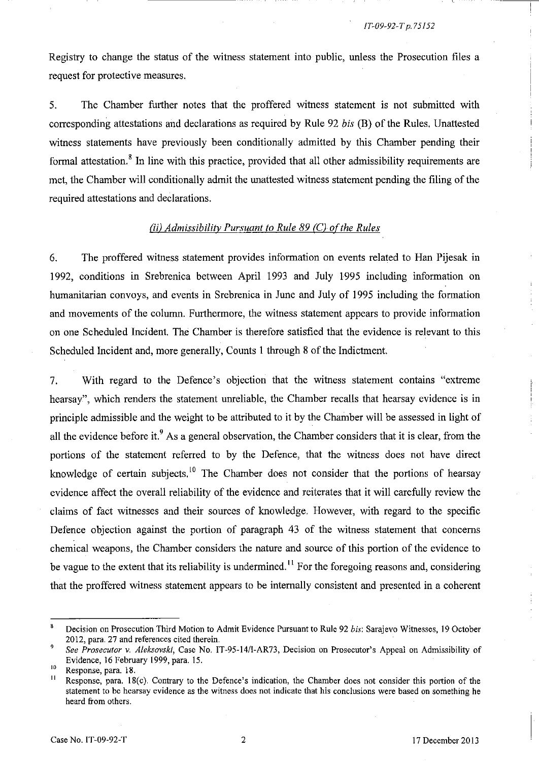Registry to change the status of the witness statement into public, unless the Prosecution files a request for protective measures.

5. The Chamber further notes that the proffered witness statement is not submitted with corresponding attestations and declarations as required by Rule 92 *bis* (B) of the Rules. Unattested witness statements have previously been conditionally admitted by this Chamber pending their formal attestation.[8] In line with this practice, provided that all other admissibility requirements are met, the Chamber will conditionally admit the unattested witness statement pending the filing of the required attestations and declarations.

### *(ii) Admissibility Pursuant to Rule 89 (C) of the Rules*

6. The proffered witness statement provides information on events related to Han Pijesak in 1992, conditions in Srebrenica between April 1993 and July 1995 including information on humanitarian convoys, and events in Srebrenica in June and July of 1995 including the formation and movements of the column. Furthermore, the witness statement appears to provide information on one Scheduled Incident. The Chamber is therefore satisfied that the evidence is relevant to this Scheduled Incident and, more generally, Counts 1 through 8 of the Indictment.

7. With regard to the Defence's objection that the witness statement contains "extreme hearsay", which renders the statement unreliable, the Chamber recalls that hearsay evidence is in principle admissible and the weight to be attributed to it by the Chamber will be assessed in light of all the evidence before it.[9] As a general observation, the Chamber considers that it is clear, from the portions of the statement referred to by the Defence, that the witness does not have direct knowledge of certain subjects.[10] The Chamber does not consider that the portions of hearsay evidence affect the overall reliability of the evidence and reiterates that it will carefully review the claims of fact witnesses and their sources of knowledge. However, with regard to the specific Defence objection against the portion of paragraph 43 of the witness statement that concerns chemical weapons, the Chamber considers the nature and source of this portion of the evidence to be vague to the extent that its reliability is undermined.[11] For the foregoing reasons and, considering that the proffered witness statement appears to be internally consistent and presented in a coherent

---

[8] Decision on Prosecution Third Motion to Admit Evidence Pursuant to Rule 92 *bis*: Sarajevo Witnesses, 19 October 2012, para. 27 and references cited therein.

[9] *See Prosecutor v. Aleksovski*, Case No. IT-95-14/1-AR73, Decision on Prosecutor's Appeal on Admissibility of Evidence, 16 February 1999, para. 15.

[10] Response, para. 18.

[11] Response, para. 18(c). Contrary to the Defence's indication, the Chamber does not consider this portion of the statement to be hearsay evidence as the witness does not indicate that his conclusions were based on something he heard from others.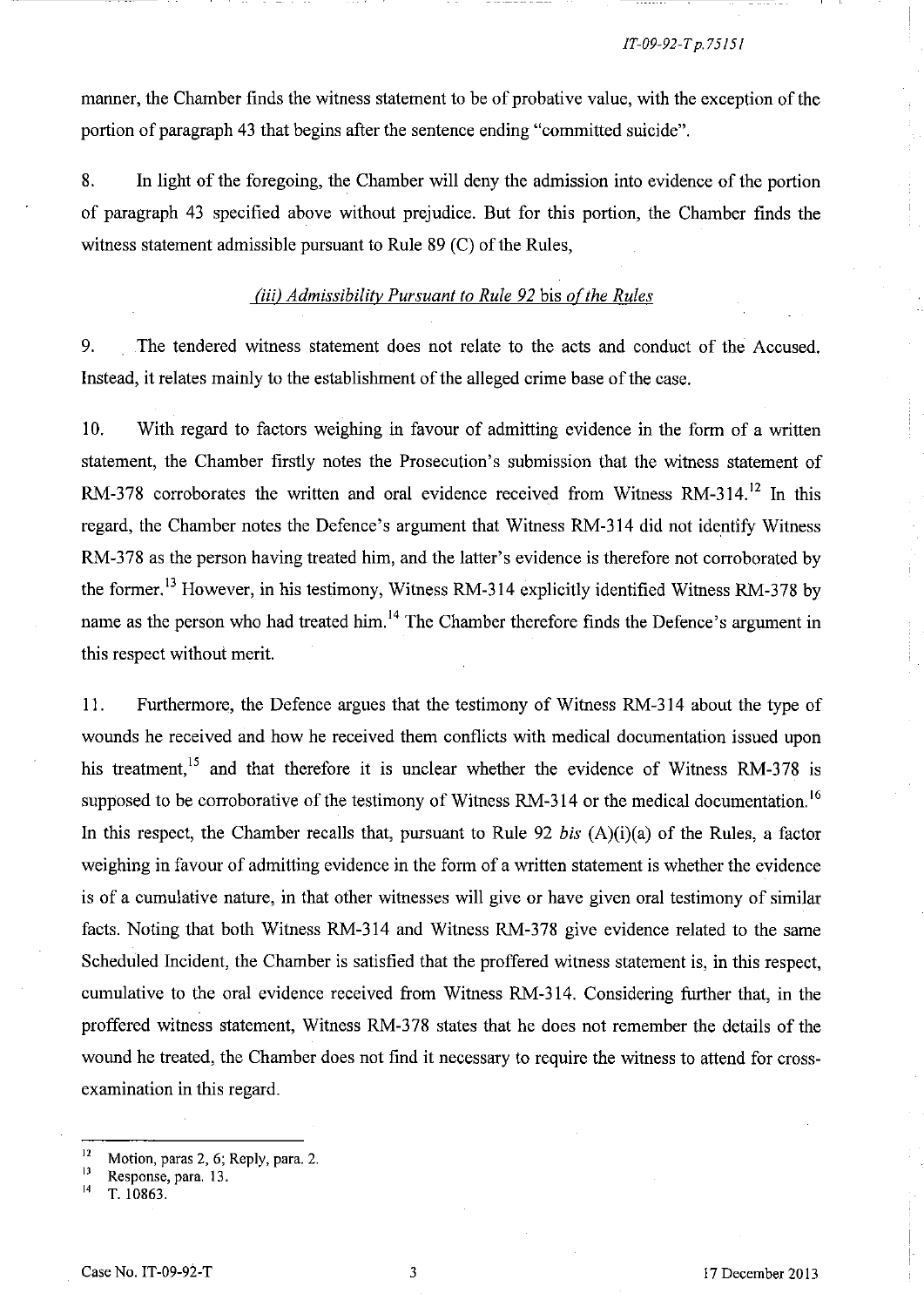manner, the Chamber finds the witness statement to be of probative value, with the exception of the portion of paragraph 43 that begins after the sentence ending "committed suicide".

8. In light of the foregoing, the Chamber will deny the admission into evidence of the portion of paragraph 43 specified above without prejudice. But for this portion, the Chamber finds the witness statement admissible pursuant to Rule 89 (C) of the Rules,

### *(iii) Admissibility Pursuant to Rule 92* bis *of the Rules*

9. The tendered witness statement does not relate to the acts and conduct of the Accused. Instead, it relates mainly to the establishment of the alleged crime base of the case.

10. With regard to factors weighing in favour of admitting evidence in the form of a written statement, the Chamber firstly notes the Prosecution's submission that the witness statement of RM-378 corroborates the written and oral evidence received from Witness RM-314.[12] In this regard, the Chamber notes the Defence's argument that Witness RM-314 did not identify Witness RM-378 as the person having treated him, and the latter's evidence is therefore not corroborated by the former.[13] However, in his testimony, Witness RM-314 explicitly identified Witness RM-378 by name as the person who had treated him.[14] The Chamber therefore finds the Defence's argument in this respect without merit.

11. Furthermore, the Defence argues that the testimony of Witness RM-314 about the type of wounds he received and how he received them conflicts with medical documentation issued upon his treatment,[15] and that therefore it is unclear whether the evidence of Witness RM-378 is supposed to be corroborative of the testimony of Witness RM-314 or the medical documentation.[16] In this respect, the Chamber recalls that, pursuant to Rule 92 *bis* (A)(i)(a) of the Rules, a factor weighing in favour of admitting evidence in the form of a written statement is whether the evidence is of a cumulative nature, in that other witnesses will give or have given oral testimony of similar facts. Noting that both Witness RM-314 and Witness RM-378 give evidence related to the same Scheduled Incident, the Chamber is satisfied that the proffered witness statement is, in this respect, cumulative to the oral evidence received from Witness RM-314. Considering further that, in the proffered witness statement, Witness RM-378 states that he does not remember the details of the wound he treated, the Chamber does not find it necessary to require the witness to attend for cross-examination in this regard.

---

[12] Motion, paras 2, 6; Reply, para. 2.

[13] Response, para. 13.

[14] T. 10863.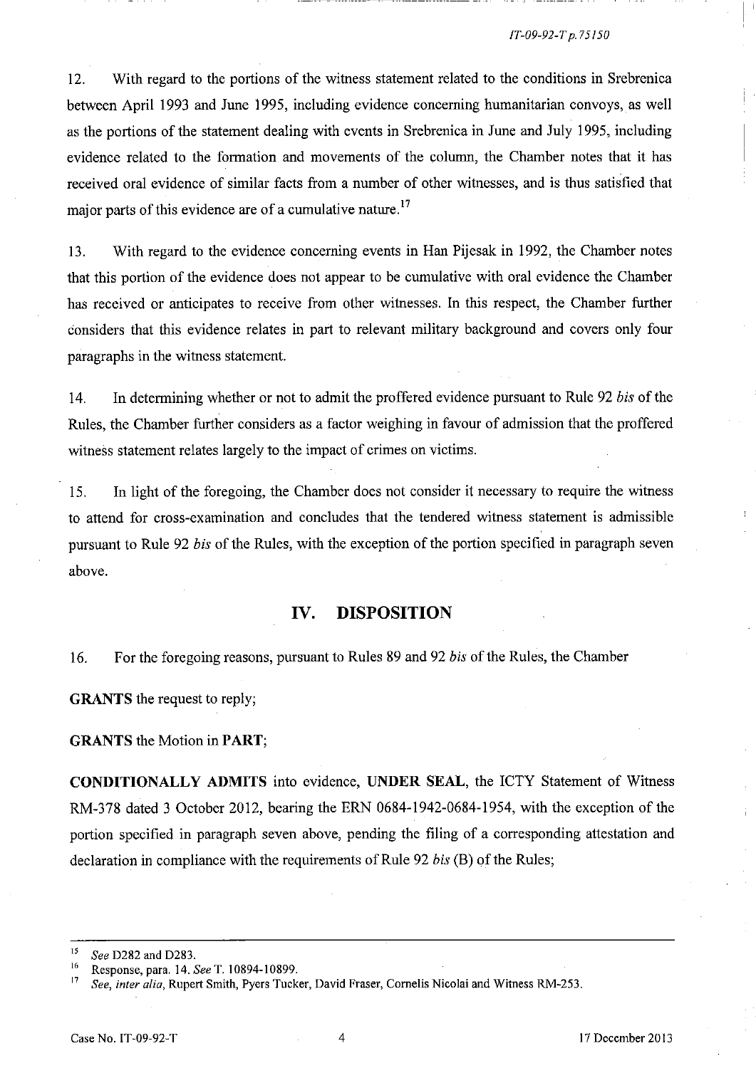12. With regard to the portions of the witness statement related to the conditions in Srebrenica between April 1993 and June 1995, including evidence concerning humanitarian convoys, as well as the portions of the statement dealing with events in Srebrenica in June and July 1995, including evidence related to the formation and movements of the column, the Chamber notes that it has received oral evidence of similar facts from a number of other witnesses, and is thus satisfied that major parts of this evidence are of a cumulative nature.[17]

13. With regard to the evidence concerning events in Han Pijesak in 1992, the Chamber notes that this portion of the evidence does not appear to be cumulative with oral evidence the Chamber has received or anticipates to receive from other witnesses. In this respect, the Chamber further considers that this evidence relates in part to relevant military background and covers only four paragraphs in the witness statement.

14. In determining whether or not to admit the proffered evidence pursuant to Rule 92 *bis* of the Rules, the Chamber further considers as a factor weighing in favour of admission that the proffered witness statement relates largely to the impact of crimes on victims.

15. In light of the foregoing, the Chamber does not consider it necessary to require the witness to attend for cross-examination and concludes that the tendered witness statement is admissible pursuant to Rule 92 *bis* of the Rules, with the exception of the portion specified in paragraph seven above.

## IV. DISPOSITION

16. For the foregoing reasons, pursuant to Rules 89 and 92 *bis* of the Rules, the Chamber

**GRANTS** the request to reply;

**GRANTS** the Motion in **PART**;

**CONDITIONALLY ADMITS** into evidence, **UNDER SEAL**, the ICTY Statement of Witness RM-378 dated 3 October 2012, bearing the ERN 0684-1942-0684-1954, with the exception of the portion specified in paragraph seven above, pending the filing of a corresponding attestation and declaration in compliance with the requirements of Rule 92 *bis* (B) of the Rules;

---

[15] *See* D282 and D283.

[16] Response, para. 14. *See* T. 10894-10899.

[17] *See, inter alia*, Rupert Smith, Pyers Tucker, David Fraser, Cornelis Nicolai and Witness RM-253.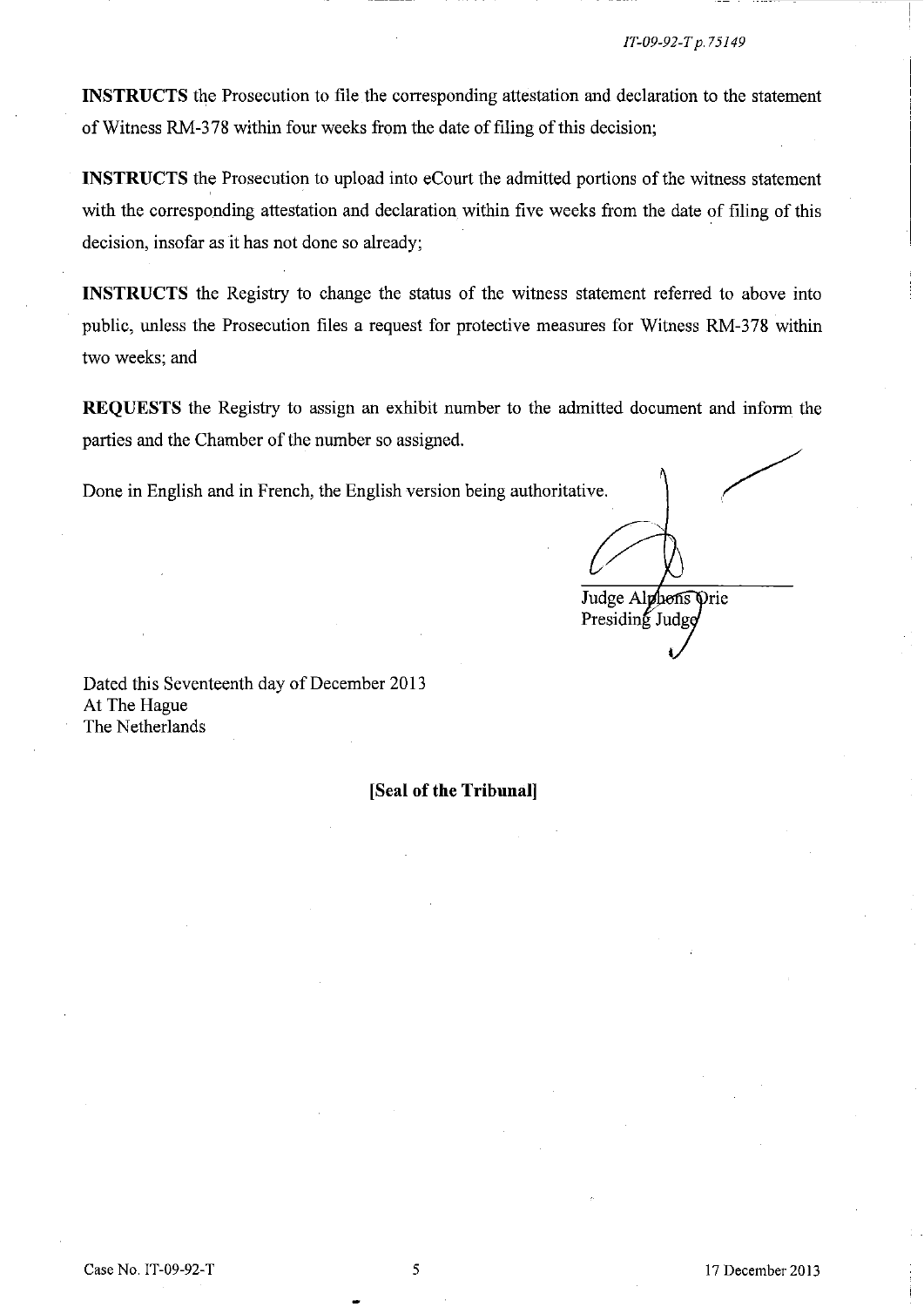**INSTRUCTS** the Prosecution to file the corresponding attestation and declaration to the statement of Witness RM-378 within four weeks from the date of filing of this decision;

**INSTRUCTS** the Prosecution to upload into eCourt the admitted portions of the witness statement with the corresponding attestation and declaration within five weeks from the date of filing of this decision, insofar as it has not done so already;

**INSTRUCTS** the Registry to change the status of the witness statement referred to above into public, unless the Prosecution files a request for protective measures for Witness RM-378 within two weeks; and

**REQUESTS** the Registry to assign an exhibit number to the admitted document and inform the parties and the Chamber of the number so assigned.

Done in English and in French, the English version being authoritative.

Judge Alphons Orie
Presiding Judge

Dated this Seventeenth day of December 2013
At The Hague
The Netherlands

**[Seal of the Tribunal]**